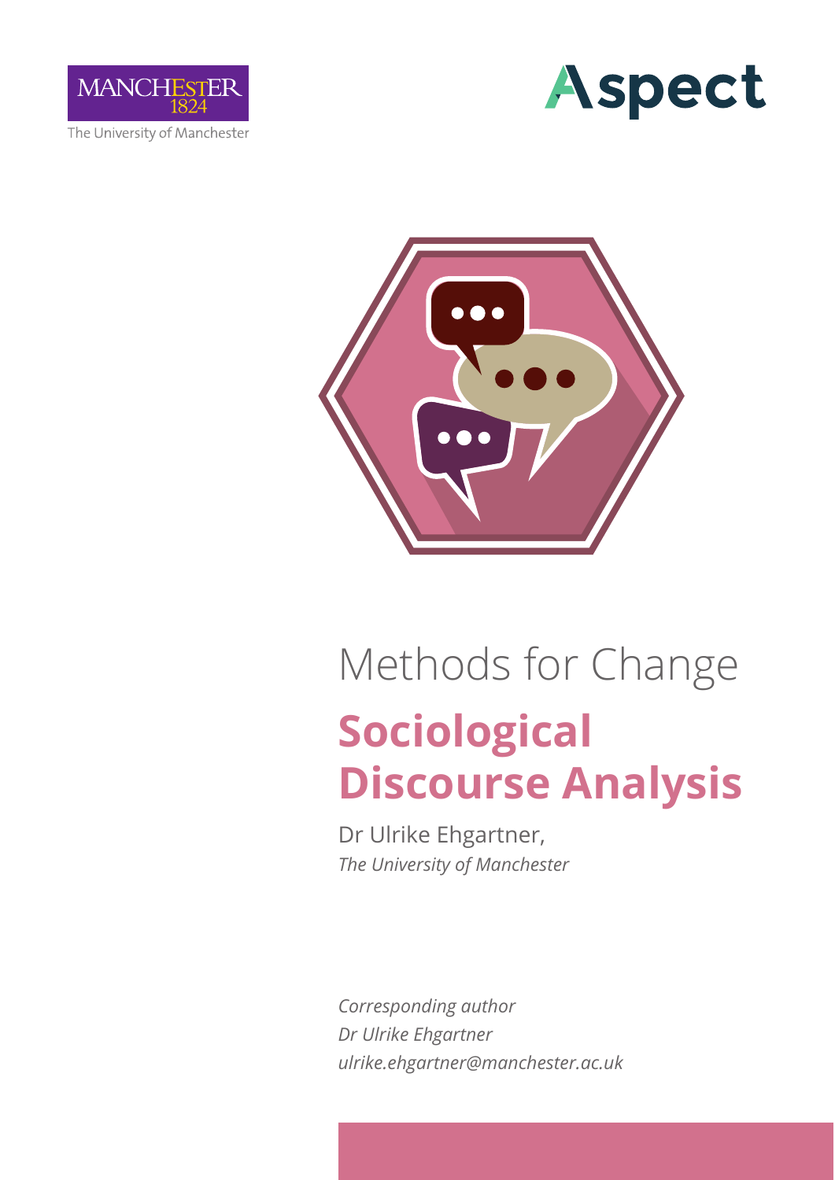MANCHESTER 1824

The University of Manchester

Aspect

Methods for Change

# Sociological Discourse Analysis

Dr Ulrike Ehgartner,
*The University of Manchester*

*Corresponding author*
*Dr Ulrike Ehgartner*
*ulrike.ehgartner@manchester.ac.uk*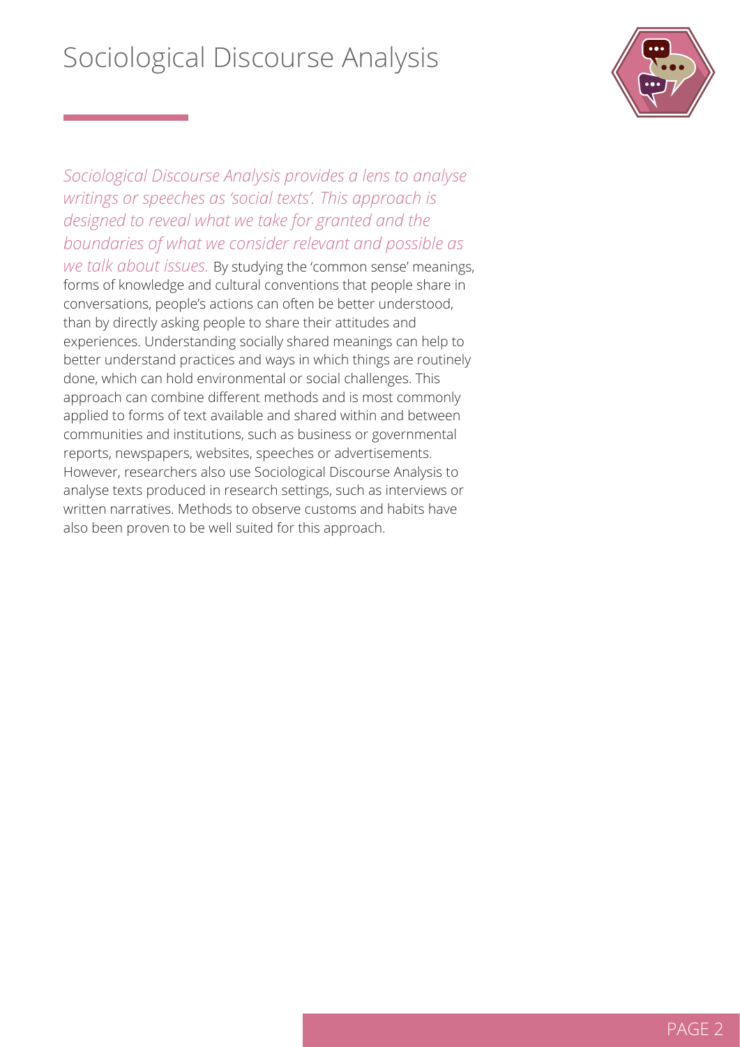# Sociological Discourse Analysis

*Sociological Discourse Analysis provides a lens to analyse writings or speeches as 'social texts'. This approach is designed to reveal what we take for granted and the boundaries of what we consider relevant and possible as we talk about issues.* By studying the 'common sense' meanings, forms of knowledge and cultural conventions that people share in conversations, people's actions can often be better understood, than by directly asking people to share their attitudes and experiences. Understanding socially shared meanings can help to better understand practices and ways in which things are routinely done, which can hold environmental or social challenges. This approach can combine different methods and is most commonly applied to forms of text available and shared within and between communities and institutions, such as business or governmental reports, newspapers, websites, speeches or advertisements. However, researchers also use Sociological Discourse Analysis to analyse texts produced in research settings, such as interviews or written narratives. Methods to observe customs and habits have also been proven to be well suited for this approach.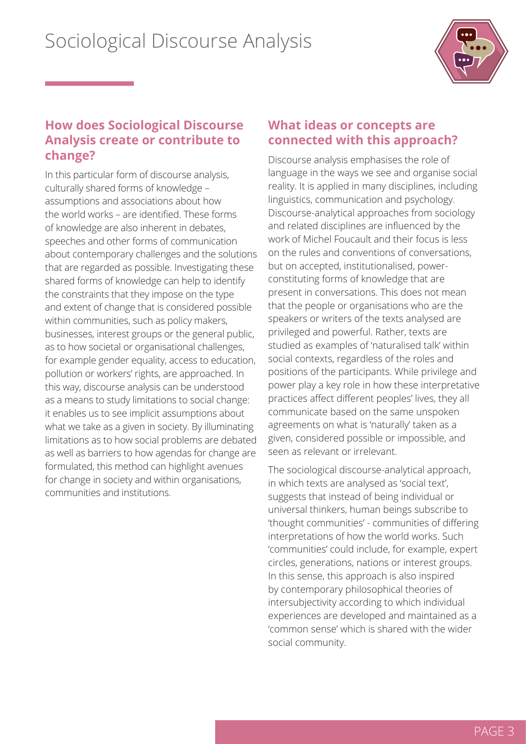# Sociological Discourse Analysis

## How does Sociological Discourse Analysis create or contribute to change?

In this particular form of discourse analysis, culturally shared forms of knowledge – assumptions and associations about how the world works – are identified. These forms of knowledge are also inherent in debates, speeches and other forms of communication about contemporary challenges and the solutions that are regarded as possible. Investigating these shared forms of knowledge can help to identify the constraints that they impose on the type and extent of change that is considered possible within communities, such as policy makers, businesses, interest groups or the general public, as to how societal or organisational challenges, for example gender equality, access to education, pollution or workers' rights, are approached. In this way, discourse analysis can be understood as a means to study limitations to social change: it enables us to see implicit assumptions about what we take as a given in society. By illuminating limitations as to how social problems are debated as well as barriers to how agendas for change are formulated, this method can highlight avenues for change in society and within organisations, communities and institutions.

## What ideas or concepts are connected with this approach?

Discourse analysis emphasises the role of language in the ways we see and organise social reality. It is applied in many disciplines, including linguistics, communication and psychology. Discourse-analytical approaches from sociology and related disciplines are influenced by the work of Michel Foucault and their focus is less on the rules and conventions of conversations, but on accepted, institutionalised, power-constituting forms of knowledge that are present in conversations. This does not mean that the people or organisations who are the speakers or writers of the texts analysed are privileged and powerful. Rather, texts are studied as examples of 'naturalised talk' within social contexts, regardless of the roles and positions of the participants. While privilege and power play a key role in how these interpretative practices affect different peoples' lives, they all communicate based on the same unspoken agreements on what is 'naturally' taken as a given, considered possible or impossible, and seen as relevant or irrelevant.

The sociological discourse-analytical approach, in which texts are analysed as 'social text', suggests that instead of being individual or universal thinkers, human beings subscribe to 'thought communities' - communities of differing interpretations of how the world works. Such 'communities' could include, for example, expert circles, generations, nations or interest groups. In this sense, this approach is also inspired by contemporary philosophical theories of intersubjectivity according to which individual experiences are developed and maintained as a 'common sense' which is shared with the wider social community.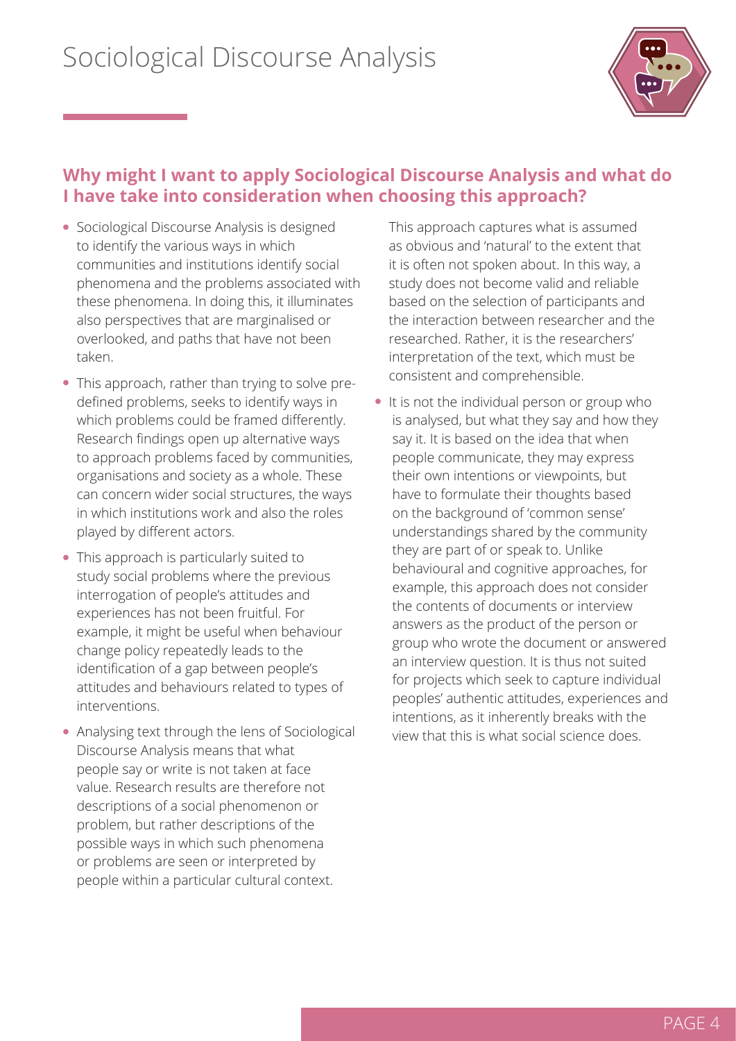# Sociological Discourse Analysis

## Why might I want to apply Sociological Discourse Analysis and what do I have take into consideration when choosing this approach?

- Sociological Discourse Analysis is designed to identify the various ways in which communities and institutions identify social phenomena and the problems associated with these phenomena. In doing this, it illuminates also perspectives that are marginalised or overlooked, and paths that have not been taken.
- This approach, rather than trying to solve pre-defined problems, seeks to identify ways in which problems could be framed differently. Research findings open up alternative ways to approach problems faced by communities, organisations and society as a whole. These can concern wider social structures, the ways in which institutions work and also the roles played by different actors.
- This approach is particularly suited to study social problems where the previous interrogation of people's attitudes and experiences has not been fruitful. For example, it might be useful when behaviour change policy repeatedly leads to the identification of a gap between people's attitudes and behaviours related to types of interventions.
- Analysing text through the lens of Sociological Discourse Analysis means that what people say or write is not taken at face value. Research results are therefore not descriptions of a social phenomenon or problem, but rather descriptions of the possible ways in which such phenomena or problems are seen or interpreted by people within a particular cultural context. This approach captures what is assumed as obvious and 'natural' to the extent that it is often not spoken about. In this way, a study does not become valid and reliable based on the selection of participants and the interaction between researcher and the researched. Rather, it is the researchers' interpretation of the text, which must be consistent and comprehensible.
- It is not the individual person or group who is analysed, but what they say and how they say it. It is based on the idea that when people communicate, they may express their own intentions or viewpoints, but have to formulate their thoughts based on the background of 'common sense' understandings shared by the community they are part of or speak to. Unlike behavioural and cognitive approaches, for example, this approach does not consider the contents of documents or interview answers as the product of the person or group who wrote the document or answered an interview question. It is thus not suited for projects which seek to capture individual peoples' authentic attitudes, experiences and intentions, as it inherently breaks with the view that this is what social science does.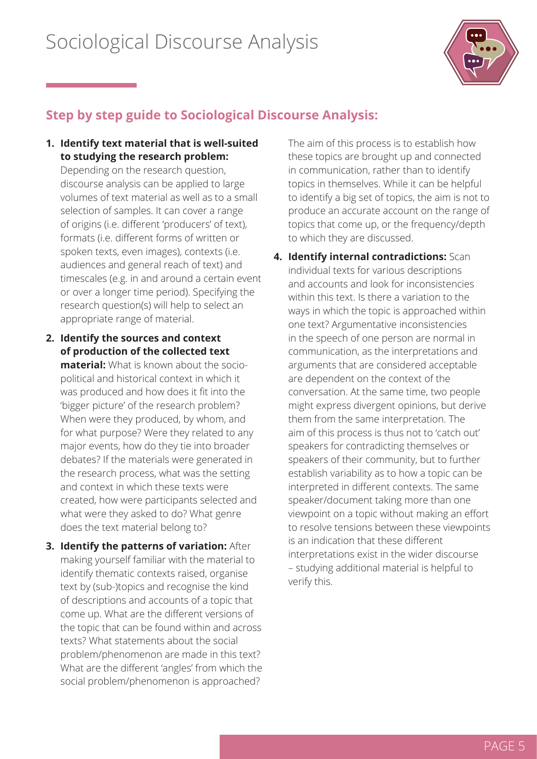# Sociological Discourse Analysis

## Step by step guide to Sociological Discourse Analysis:

1. **Identify text material that is well-suited to studying the research problem:** Depending on the research question, discourse analysis can be applied to large volumes of text material as well as to a small selection of samples. It can cover a range of origins (i.e. different 'producers' of text), formats (i.e. different forms of written or spoken texts, even images), contexts (i.e. audiences and general reach of text) and timescales (e.g. in and around a certain event or over a longer time period). Specifying the research question(s) will help to select an appropriate range of material.

2. **Identify the sources and context of production of the collected text material:** What is known about the socio-political and historical context in which it was produced and how does it fit into the 'bigger picture' of the research problem? When were they produced, by whom, and for what purpose? Were they related to any major events, how do they tie into broader debates? If the materials were generated in the research process, what was the setting and context in which these texts were created, how were participants selected and what were they asked to do? What genre does the text material belong to?

3. **Identify the patterns of variation:** After making yourself familiar with the material to identify thematic contexts raised, organise text by (sub-)topics and recognise the kind of descriptions and accounts of a topic that come up. What are the different versions of the topic that can be found within and across texts? What statements about the social problem/phenomenon are made in this text? What are the different 'angles' from which the social problem/phenomenon is approached?

   The aim of this process is to establish how these topics are brought up and connected in communication, rather than to identify topics in themselves. While it can be helpful to identify a big set of topics, the aim is not to produce an accurate account on the range of topics that come up, or the frequency/depth to which they are discussed.

4. **Identify internal contradictions:** Scan individual texts for various descriptions and accounts and look for inconsistencies within this text. Is there a variation to the ways in which the topic is approached within one text? Argumentative inconsistencies in the speech of one person are normal in communication, as the interpretations and arguments that are considered acceptable are dependent on the context of the conversation. At the same time, two people might express divergent opinions, but derive them from the same interpretation. The aim of this process is thus not to 'catch out' speakers for contradicting themselves or speakers of their community, but to further establish variability as to how a topic can be interpreted in different contexts. The same speaker/document taking more than one viewpoint on a topic without making an effort to resolve tensions between these viewpoints is an indication that these different interpretations exist in the wider discourse – studying additional material is helpful to verify this.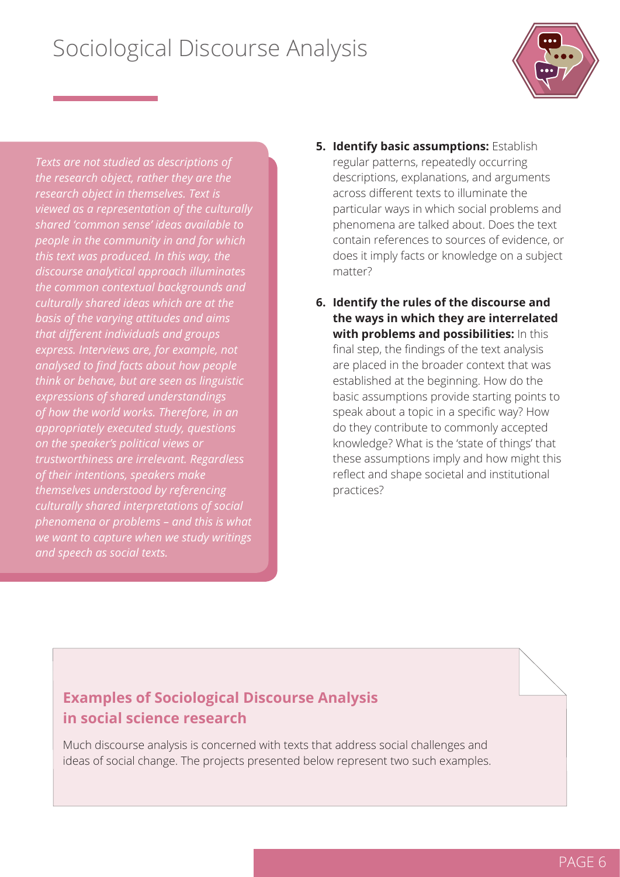# Sociological Discourse Analysis

*Texts are not studied as descriptions of the research object, rather they are the research object in themselves. Text is viewed as a representation of the culturally shared 'common sense' ideas available to people in the community in and for which this text was produced. In this way, the discourse analytical approach illuminates the common contextual backgrounds and culturally shared ideas which are at the basis of the varying attitudes and aims that different individuals and groups express. Interviews are, for example, not analysed to find facts about how people think or behave, but are seen as linguistic expressions of shared understandings of how the world works. Therefore, in an appropriately executed study, questions on the speaker's political views or trustworthiness are irrelevant. Regardless of their intentions, speakers make themselves understood by referencing culturally shared interpretations of social phenomena or problems – and this is what we want to capture when we study writings and speech as social texts.*

5. **Identify basic assumptions:** Establish regular patterns, repeatedly occurring descriptions, explanations, and arguments across different texts to illuminate the particular ways in which social problems and phenomena are talked about. Does the text contain references to sources of evidence, or does it imply facts or knowledge on a subject matter?

6. **Identify the rules of the discourse and the ways in which they are interrelated with problems and possibilities:** In this final step, the findings of the text analysis are placed in the broader context that was established at the beginning. How do the basic assumptions provide starting points to speak about a topic in a specific way? How do they contribute to commonly accepted knowledge? What is the 'state of things' that these assumptions imply and how might this reflect and shape societal and institutional practices?

## Examples of Sociological Discourse Analysis in social science research

Much discourse analysis is concerned with texts that address social challenges and ideas of social change. The projects presented below represent two such examples.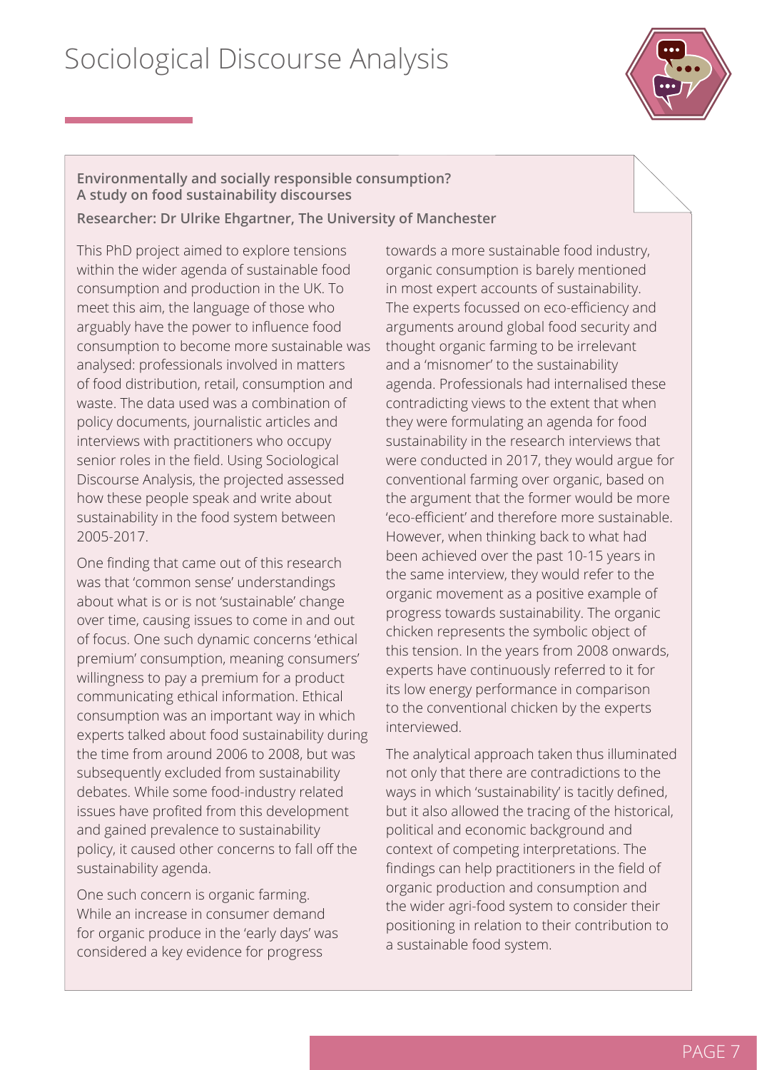# Sociological Discourse Analysis

**Environmentally and socially responsible consumption?**
**A study on food sustainability discourses**

**Researcher: Dr Ulrike Ehgartner, The University of Manchester**

This PhD project aimed to explore tensions within the wider agenda of sustainable food consumption and production in the UK. To meet this aim, the language of those who arguably have the power to influence food consumption to become more sustainable was analysed: professionals involved in matters of food distribution, retail, consumption and waste. The data used was a combination of policy documents, journalistic articles and interviews with practitioners who occupy senior roles in the field. Using Sociological Discourse Analysis, the projected assessed how these people speak and write about sustainability in the food system between 2005-2017.

One finding that came out of this research was that 'common sense' understandings about what is or is not 'sustainable' change over time, causing issues to come in and out of focus. One such dynamic concerns 'ethical premium' consumption, meaning consumers' willingness to pay a premium for a product communicating ethical information. Ethical consumption was an important way in which experts talked about food sustainability during the time from around 2006 to 2008, but was subsequently excluded from sustainability debates. While some food-industry related issues have profited from this development and gained prevalence to sustainability policy, it caused other concerns to fall off the sustainability agenda.

One such concern is organic farming. While an increase in consumer demand for organic produce in the 'early days' was considered a key evidence for progress towards a more sustainable food industry, organic consumption is barely mentioned in most expert accounts of sustainability. The experts focussed on eco-efficiency and arguments around global food security and thought organic farming to be irrelevant and a 'misnomer' to the sustainability agenda. Professionals had internalised these contradicting views to the extent that when they were formulating an agenda for food sustainability in the research interviews that were conducted in 2017, they would argue for conventional farming over organic, based on the argument that the former would be more 'eco-efficient' and therefore more sustainable. However, when thinking back to what had been achieved over the past 10-15 years in the same interview, they would refer to the organic movement as a positive example of progress towards sustainability. The organic chicken represents the symbolic object of this tension. In the years from 2008 onwards, experts have continuously referred to it for its low energy performance in comparison to the conventional chicken by the experts interviewed.

The analytical approach taken thus illuminated not only that there are contradictions to the ways in which 'sustainability' is tacitly defined, but it also allowed the tracing of the historical, political and economic background and context of competing interpretations. The findings can help practitioners in the field of organic production and consumption and the wider agri-food system to consider their positioning in relation to their contribution to a sustainable food system.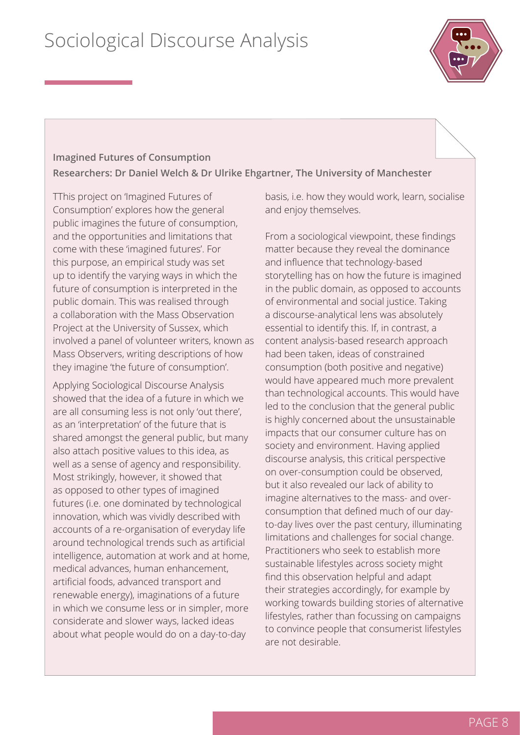# Sociological Discourse Analysis

**Imagined Futures of Consumption**

**Researchers: Dr Daniel Welch & Dr Ulrike Ehgartner, The University of Manchester**

TThis project on 'Imagined Futures of Consumption' explores how the general public imagines the future of consumption, and the opportunities and limitations that come with these 'imagined futures'. For this purpose, an empirical study was set up to identify the varying ways in which the future of consumption is interpreted in the public domain. This was realised through a collaboration with the Mass Observation Project at the University of Sussex, which involved a panel of volunteer writers, known as Mass Observers, writing descriptions of how they imagine 'the future of consumption'.

Applying Sociological Discourse Analysis showed that the idea of a future in which we are all consuming less is not only 'out there', as an 'interpretation' of the future that is shared amongst the general public, but many also attach positive values to this idea, as well as a sense of agency and responsibility. Most strikingly, however, it showed that as opposed to other types of imagined futures (i.e. one dominated by technological innovation, which was vividly described with accounts of a re-organisation of everyday life around technological trends such as artificial intelligence, automation at work and at home, medical advances, human enhancement, artificial foods, advanced transport and renewable energy), imaginations of a future in which we consume less or in simpler, more considerate and slower ways, lacked ideas about what people would do on a day-to-day basis, i.e. how they would work, learn, socialise and enjoy themselves.

From a sociological viewpoint, these findings matter because they reveal the dominance and influence that technology-based storytelling has on how the future is imagined in the public domain, as opposed to accounts of environmental and social justice. Taking a discourse-analytical lens was absolutely essential to identify this. If, in contrast, a content analysis-based research approach had been taken, ideas of constrained consumption (both positive and negative) would have appeared much more prevalent than technological accounts. This would have led to the conclusion that the general public is highly concerned about the unsustainable impacts that our consumer culture has on society and environment. Having applied discourse analysis, this critical perspective on over-consumption could be observed, but it also revealed our lack of ability to imagine alternatives to the mass- and over-consumption that defined much of our day-to-day lives over the past century, illuminating limitations and challenges for social change. Practitioners who seek to establish more sustainable lifestyles across society might find this observation helpful and adapt their strategies accordingly, for example by working towards building stories of alternative lifestyles, rather than focussing on campaigns to convince people that consumerist lifestyles are not desirable.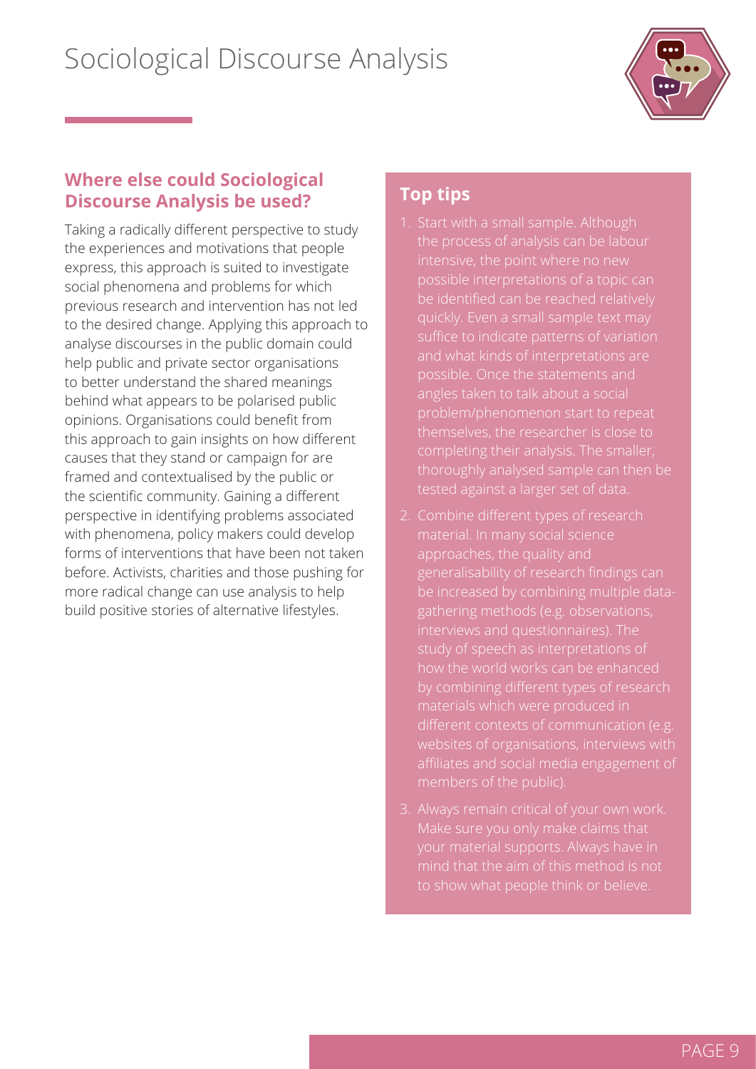# Sociological Discourse Analysis

## Where else could Sociological Discourse Analysis be used?

Taking a radically different perspective to study the experiences and motivations that people express, this approach is suited to investigate social phenomena and problems for which previous research and intervention has not led to the desired change. Applying this approach to analyse discourses in the public domain could help public and private sector organisations to better understand the shared meanings behind what appears to be polarised public opinions. Organisations could benefit from this approach to gain insights on how different causes that they stand or campaign for are framed and contextualised by the public or the scientific community. Gaining a different perspective in identifying problems associated with phenomena, policy makers could develop forms of interventions that have been not taken before. Activists, charities and those pushing for more radical change can use analysis to help build positive stories of alternative lifestyles.

## Top tips

1. Start with a small sample. Although the process of analysis can be labour intensive, the point where no new possible interpretations of a topic can be identified can be reached relatively quickly. Even a small sample text may suffice to indicate patterns of variation and what kinds of interpretations are possible. Once the statements and angles taken to talk about a social problem/phenomenon start to repeat themselves, the researcher is close to completing their analysis. The smaller, thoroughly analysed sample can then be tested against a larger set of data.
2. Combine different types of research material. In many social science approaches, the quality and generalisability of research findings can be increased by combining multiple data-gathering methods (e.g. observations, interviews and questionnaires). The study of speech as interpretations of how the world works can be enhanced by combining different types of research materials which were produced in different contexts of communication (e.g. websites of organisations, interviews with affiliates and social media engagement of members of the public).
3. Always remain critical of your own work. Make sure you only make claims that your material supports. Always have in mind that the aim of this method is not to show what people think or believe.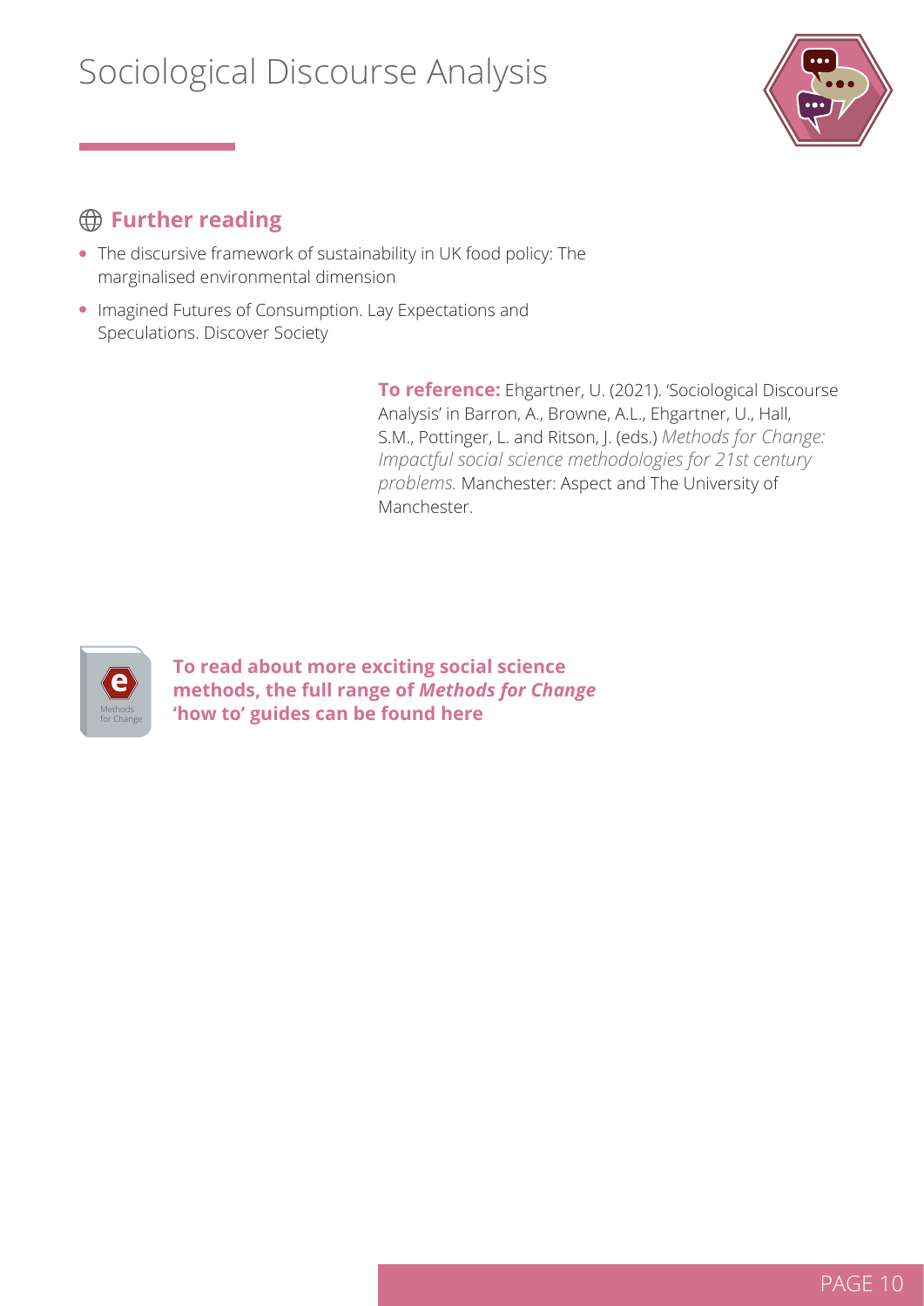# Sociological Discourse Analysis

## Further reading

- The discursive framework of sustainability in UK food policy: The marginalised environmental dimension
- Imagined Futures of Consumption. Lay Expectations and Speculations. Discover Society

**To reference:** Ehgartner, U. (2021). 'Sociological Discourse Analysis' in Barron, A., Browne, A.L., Ehgartner, U., Hall, S.M., Pottinger, L. and Ritson, J. (eds.) *Methods for Change: Impactful social science methodologies for 21st century problems.* Manchester: Aspect and The University of Manchester.

**To read about more exciting social science methods, the full range of *Methods for Change* 'how to' guides can be found here**